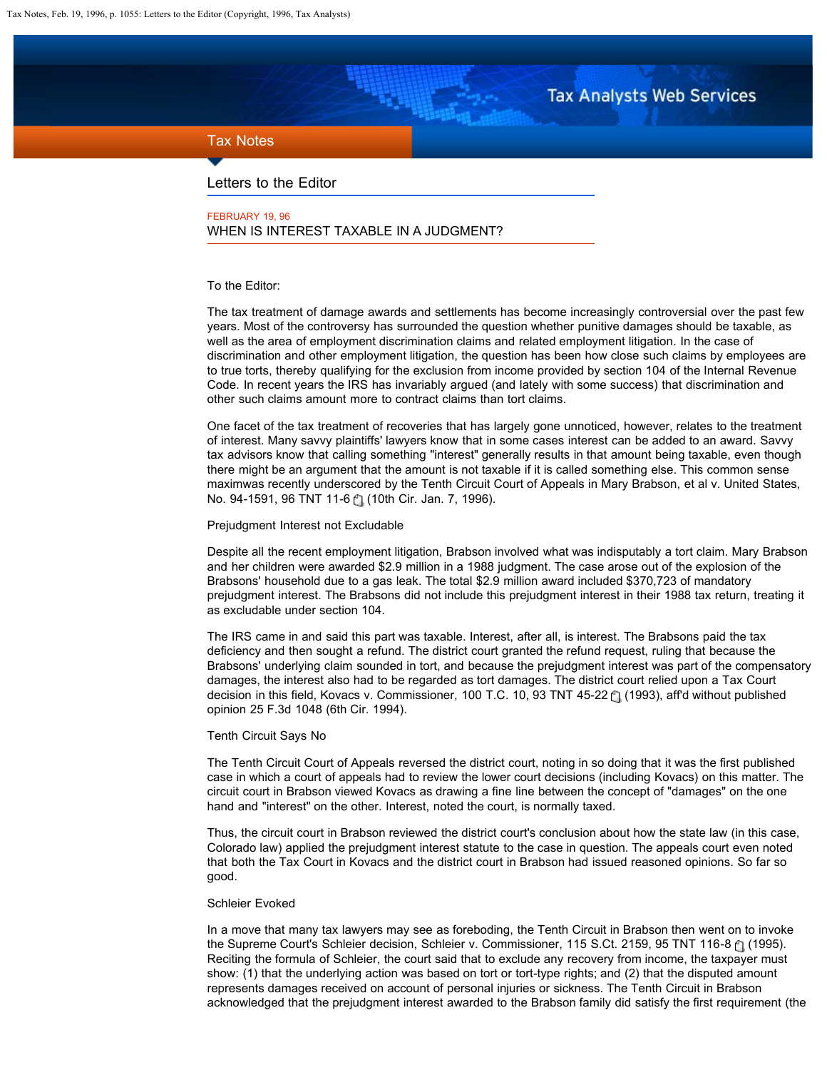## Letters to the Editor

FEBRUARY 19, 96

### WHEN IS INTEREST TAXABLE IN A JUDGMENT?

To the Editor:

The tax treatment of damage awards and settlements has become increasingly controversial over the past few years. Most of the controversy has surrounded the question whether punitive damages should be taxable, as well as the area of employment discrimination claims and related employment litigation. In the case of discrimination and other employment litigation, the question has been how close such claims by employees are to true torts, thereby qualifying for the exclusion from income provided by section 104 of the Internal Revenue Code. In recent years the IRS has invariably argued (and lately with some success) that discrimination and other such claims amount more to contract claims than tort claims.

One facet of the tax treatment of recoveries that has largely gone unnoticed, however, relates to the treatment of interest. Many savvy plaintiffs' lawyers know that in some cases interest can be added to an award. Savvy tax advisors know that calling something "interest" generally results in that amount being taxable, even though there might be an argument that the amount is not taxable if it is called something else. This common sense maximwas recently underscored by the Tenth Circuit Court of Appeals in Mary Brabson, et al v. United States, No. 94-1591, 96 TNT 11-6 (10th Cir. Jan. 7, 1996).

Prejudgment Interest not Excludable

Despite all the recent employment litigation, Brabson involved what was indisputably a tort claim. Mary Brabson and her children were awarded $2.9 million in a 1988 judgment. The case arose out of the explosion of the Brabsons' household due to a gas leak. The total $2.9 million award included $370,723 of mandatory prejudgment interest. The Brabsons did not include this prejudgment interest in their 1988 tax return, treating it as excludable under section 104.

The IRS came in and said this part was taxable. Interest, after all, is interest. The Brabsons paid the tax deficiency and then sought a refund. The district court granted the refund request, ruling that because the Brabsons' underlying claim sounded in tort, and because the prejudgment interest was part of the compensatory damages, the interest also had to be regarded as tort damages. The district court relied upon a Tax Court decision in this field, Kovacs v. Commissioner, 100 T.C. 10, 93 TNT 45-22 (1993), aff'd without published opinion 25 F.3d 1048 (6th Cir. 1994).

Tenth Circuit Says No

The Tenth Circuit Court of Appeals reversed the district court, noting in so doing that it was the first published case in which a court of appeals had to review the lower court decisions (including Kovacs) on this matter. The circuit court in Brabson viewed Kovacs as drawing a fine line between the concept of "damages" on the one hand and "interest" on the other. Interest, noted the court, is normally taxed.

Thus, the circuit court in Brabson reviewed the district court's conclusion about how the state law (in this case, Colorado law) applied the prejudgment interest statute to the case in question. The appeals court even noted that both the Tax Court in Kovacs and the district court in Brabson had issued reasoned opinions. So far so good.

Schleier Evoked

In a move that many tax lawyers may see as foreboding, the Tenth Circuit in Brabson then went on to invoke the Supreme Court's Schleier decision, Schleier v. Commissioner, 115 S.Ct. 2159, 95 TNT 116-8 (1995). Reciting the formula of Schleier, the court said that to exclude any recovery from income, the taxpayer must show: (1) that the underlying action was based on tort or tort-type rights; and (2) that the disputed amount represents damages received on account of personal injuries or sickness. The Tenth Circuit in Brabson acknowledged that the prejudgment interest awarded to the Brabson family did satisfy the first requirement (the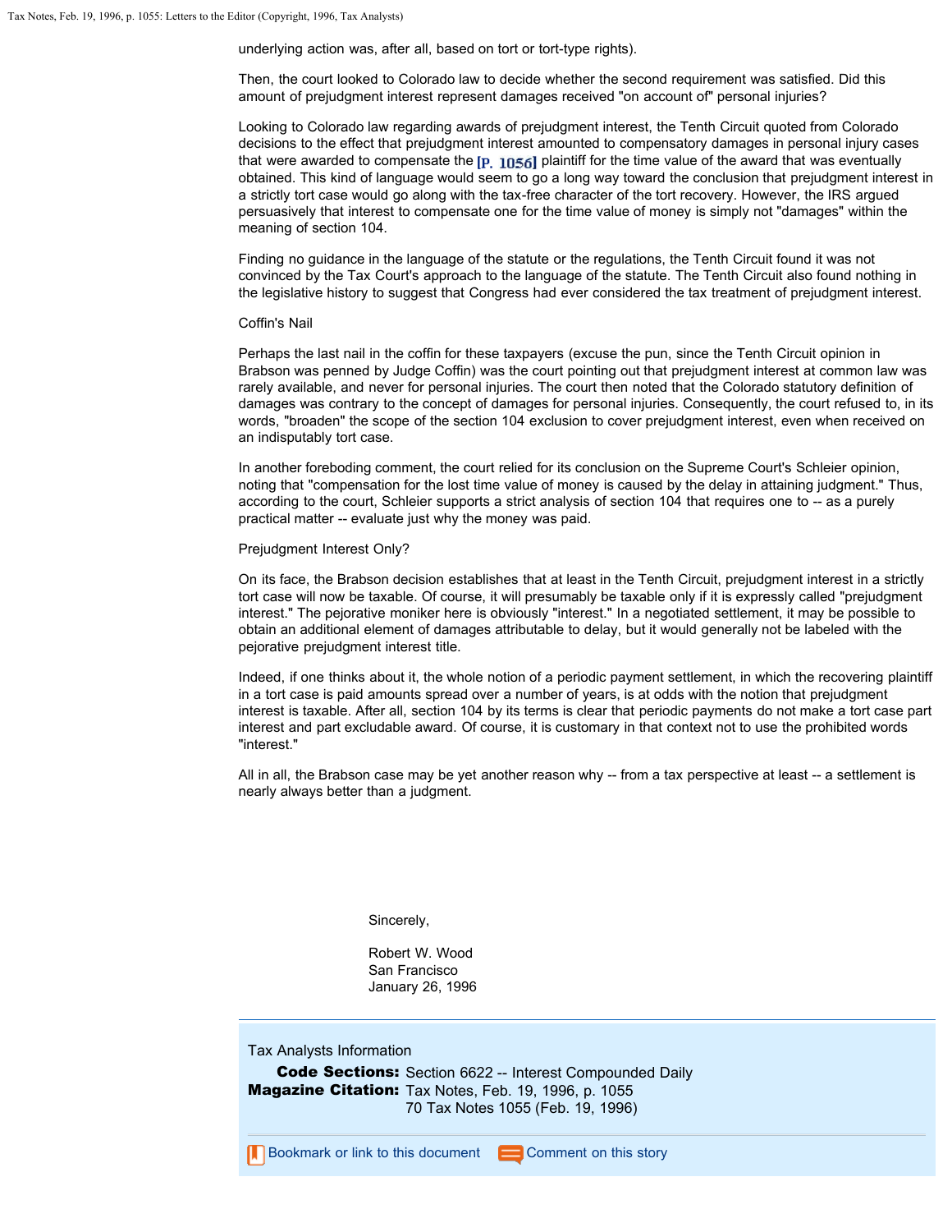underlying action was, after all, based on tort or tort-type rights).

Then, the court looked to Colorado law to decide whether the second requirement was satisfied. Did this amount of prejudgment interest represent damages received "on account of" personal injuries?

Looking to Colorado law regarding awards of prejudgment interest, the Tenth Circuit quoted from Colorado decisions to the effect that prejudgment interest amounted to compensatory damages in personal injury cases that were awarded to compensate the [P. 1056] plaintiff for the time value of the award that was eventually obtained. This kind of language would seem to go a long way toward the conclusion that prejudgment interest in a strictly tort case would go along with the tax-free character of the tort recovery. However, the IRS argued persuasively that interest to compensate one for the time value of money is simply not "damages" within the meaning of section 104.

Finding no guidance in the language of the statute or the regulations, the Tenth Circuit found it was not convinced by the Tax Court's approach to the language of the statute. The Tenth Circuit also found nothing in the legislative history to suggest that Congress had ever considered the tax treatment of prejudgment interest.

Coffin's Nail

Perhaps the last nail in the coffin for these taxpayers (excuse the pun, since the Tenth Circuit opinion in Brabson was penned by Judge Coffin) was the court pointing out that prejudgment interest at common law was rarely available, and never for personal injuries. The court then noted that the Colorado statutory definition of damages was contrary to the concept of damages for personal injuries. Consequently, the court refused to, in its words, "broaden" the scope of the section 104 exclusion to cover prejudgment interest, even when received on an indisputably tort case.

In another foreboding comment, the court relied for its conclusion on the Supreme Court's Schleier opinion, noting that "compensation for the lost time value of money is caused by the delay in attaining judgment." Thus, according to the court, Schleier supports a strict analysis of section 104 that requires one to -- as a purely practical matter -- evaluate just why the money was paid.

Prejudgment Interest Only?

On its face, the Brabson decision establishes that at least in the Tenth Circuit, prejudgment interest in a strictly tort case will now be taxable. Of course, it will presumably be taxable only if it is expressly called "prejudgment interest." The pejorative moniker here is obviously "interest." In a negotiated settlement, it may be possible to obtain an additional element of damages attributable to delay, but it would generally not be labeled with the pejorative prejudgment interest title.

Indeed, if one thinks about it, the whole notion of a periodic payment settlement, in which the recovering plaintiff in a tort case is paid amounts spread over a number of years, is at odds with the notion that prejudgment interest is taxable. After all, section 104 by its terms is clear that periodic payments do not make a tort case part interest and part excludable award. Of course, it is customary in that context not to use the prohibited words "interest."

All in all, the Brabson case may be yet another reason why -- from a tax perspective at least -- a settlement is nearly always better than a judgment.

Sincerely,

Robert W. Wood
San Francisco
January 26, 1996

---

Tax Analysts Information

**Code Sections:** Section 6622 -- Interest Compounded Daily
**Magazine Citation:** Tax Notes, Feb. 19, 1996, p. 1055
70 Tax Notes 1055 (Feb. 19, 1996)

Bookmark or link to this document Comment on this story